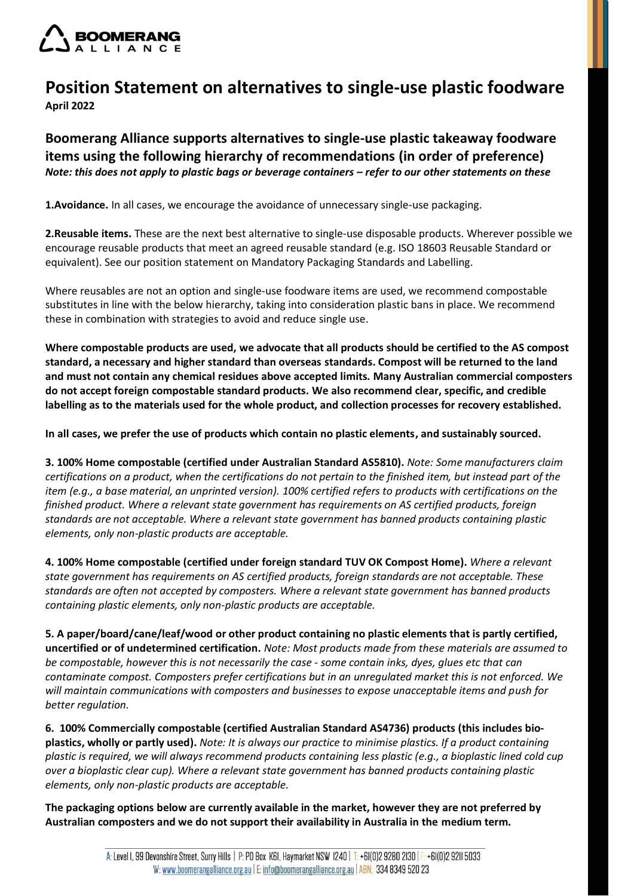# Position Statement on alternatives to single-use plastic foodware

**April 2022**

## Boomerang Alliance supports alternatives to single-use plastic takeaway foodware items using the following hierarchy of recommendations (in order of preference)

***Note: this does not apply to plastic bags or beverage containers – refer to our other statements on these***

**1.Avoidance.** In all cases, we encourage the avoidance of unnecessary single-use packaging.

**2.Reusable items.** These are the next best alternative to single-use disposable products. Wherever possible we encourage reusable products that meet an agreed reusable standard (e.g. ISO 18603 Reusable Standard or equivalent). See our position statement on Mandatory Packaging Standards and Labelling.

Where reusables are not an option and single-use foodware items are used, we recommend compostable substitutes in line with the below hierarchy, taking into consideration plastic bans in place. We recommend these in combination with strategies to avoid and reduce single use.

**Where compostable products are used, we advocate that all products should be certified to the AS compost standard, a necessary and higher standard than overseas standards. Compost will be returned to the land and must not contain any chemical residues above accepted limits. Many Australian commercial composters do not accept foreign compostable standard products. We also recommend clear, specific, and credible labelling as to the materials used for the whole product, and collection processes for recovery established.**

**In all cases, we prefer the use of products which contain no plastic elements, and sustainably sourced.**

**3. 100% Home compostable (certified under Australian Standard AS5810).** *Note: Some manufacturers claim certifications on a product, when the certifications do not pertain to the finished item, but instead part of the item (e.g., a base material, an unprinted version). 100% certified refers to products with certifications on the finished product. Where a relevant state government has requirements on AS certified products, foreign standards are not acceptable. Where a relevant state government has banned products containing plastic elements, only non-plastic products are acceptable.*

**4. 100% Home compostable (certified under foreign standard TUV OK Compost Home).** *Where a relevant state government has requirements on AS certified products, foreign standards are not acceptable. These standards are often not accepted by composters. Where a relevant state government has banned products containing plastic elements, only non-plastic products are acceptable.*

**5. A paper/board/cane/leaf/wood or other product containing no plastic elements that is partly certified, uncertified or of undetermined certification.** *Note: Most products made from these materials are assumed to be compostable, however this is not necessarily the case - some contain inks, dyes, glues etc that can contaminate compost. Composters prefer certifications but in an unregulated market this is not enforced. We will maintain communications with composters and businesses to expose unacceptable items and push for better regulation.*

**6. 100% Commercially compostable (certified Australian Standard AS4736) products (this includes bio-plastics, wholly or partly used).** *Note: It is always our practice to minimise plastics. If a product containing plastic is required, we will always recommend products containing less plastic (e.g., a bioplastic lined cold cup over a bioplastic clear cup). Where a relevant state government has banned products containing plastic elements, only non-plastic products are acceptable.*

**The packaging options below are currently available in the market, however they are not preferred by Australian composters and we do not support their availability in Australia in the medium term.**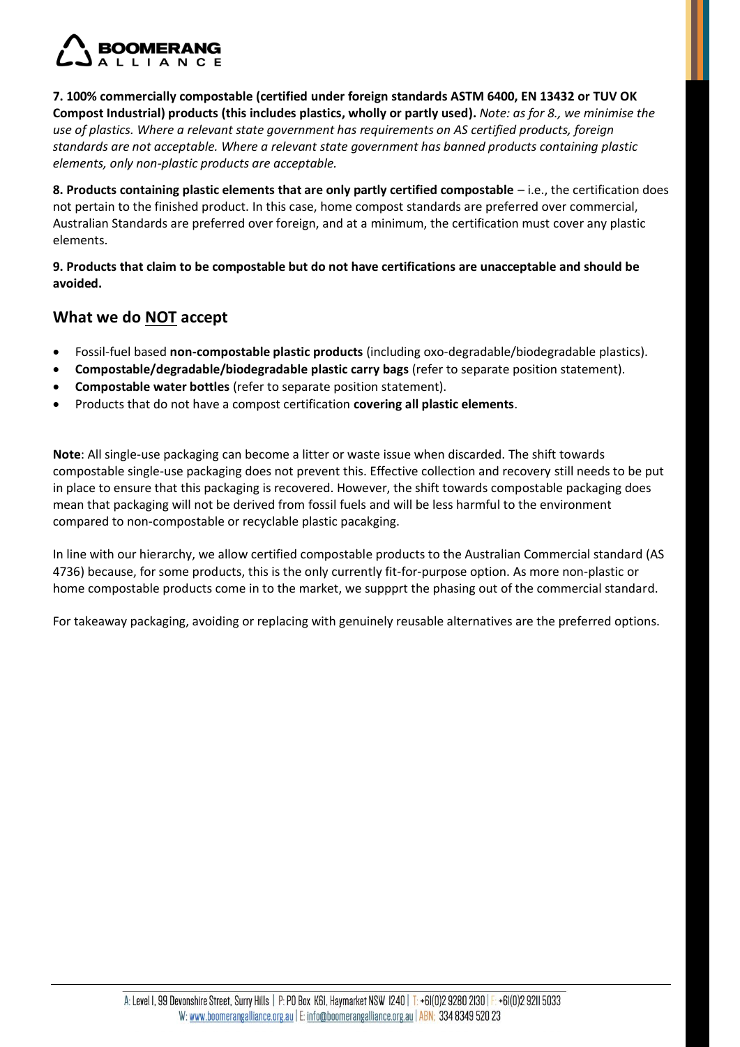**7. 100% commercially compostable (certified under foreign standards ASTM 6400, EN 13432 or TUV OK Compost Industrial) products (this includes plastics, wholly or partly used).** *Note: as for 8., we minimise the use of plastics. Where a relevant state government has requirements on AS certified products, foreign standards are not acceptable. Where a relevant state government has banned products containing plastic elements, only non-plastic products are acceptable.*

**8. Products containing plastic elements that are only partly certified compostable** – i.e., the certification does not pertain to the finished product. In this case, home compost standards are preferred over commercial, Australian Standards are preferred over foreign, and at a minimum, the certification must cover any plastic elements.

**9. Products that claim to be compostable but do not have certifications are unacceptable and should be avoided.**

## What we do NOT accept

- Fossil-fuel based **non-compostable plastic products** (including oxo-degradable/biodegradable plastics).
- **Compostable/degradable/biodegradable plastic carry bags** (refer to separate position statement).
- **Compostable water bottles** (refer to separate position statement).
- Products that do not have a compost certification **covering all plastic elements**.

**Note**: All single-use packaging can become a litter or waste issue when discarded. The shift towards compostable single-use packaging does not prevent this. Effective collection and recovery still needs to be put in place to ensure that this packaging is recovered. However, the shift towards compostable packaging does mean that packaging will not be derived from fossil fuels and will be less harmful to the environment compared to non-compostable or recyclable plastic pacakging.

In line with our hierarchy, we allow certified compostable products to the Australian Commercial standard (AS 4736) because, for some products, this is the only currently fit-for-purpose option. As more non-plastic or home compostable products come in to the market, we suppprt the phasing out of the commercial standard.

For takeaway packaging, avoiding or replacing with genuinely reusable alternatives are the preferred options.